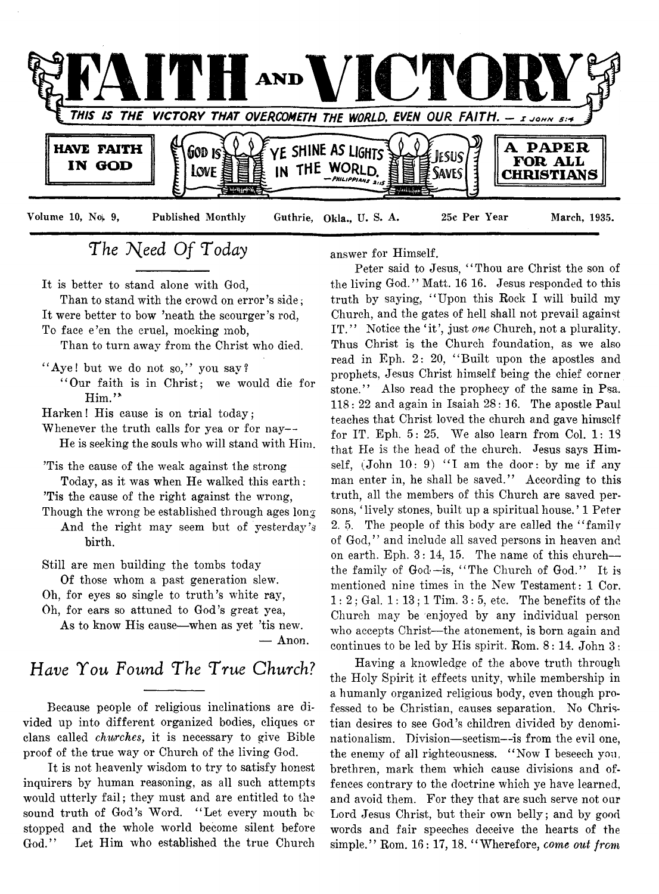# FAITH AND VICTORY

THIS IS THE VICTORY THAT OVERCOMETH THE WORLD, EVEN OUR FAITH. — I JOHN 5:4

HAVE FAITH IN GOD | GOD IS LOVE | YE SHINE AS LIGHTS IN THE WORLD. —PHILIPPIANS 2:15 | JESUS SAVES | A PAPER FOR ALL CHRISTIANS

Volume 10, No. 9, Published Monthly Guthrie, Okla., U. S. A. 25c Per Year March, 1935.

## *The Need Of Today*

It is better to stand alone with God,
Than to stand with the crowd on error's side;
It were better to bow 'neath the scourger's rod,
To face e'en the cruel, mocking mob,
Than to turn away from the Christ who died.

"Aye! but we do not so," you say?
"Our faith is in Christ; we would die for Him."
Harken! His cause is on trial today;
Whenever the truth calls for yea or for nay—
He is seeking the souls who will stand with Him.

'Tis the cause of the weak against the strong
Today, as it was when He walked this earth:
'Tis the cause of the right against the wrong,
Though the wrong be established through ages long
And the right may seem but of yesterday's birth.

Still are men building the tombs today
Of those whom a past generation slew.
Oh, for eyes so single to truth's white ray,
Oh, for ears so attuned to God's great yea,
As to know His cause—when as yet 'tis new.

— Anon.

## *Have You Found The True Church?*

Because people of religious inclinations are divided up into different organized bodies, cliques or clans called *churches*, it is necessary to give Bible proof of the true way or Church of the living God.

It is not heavenly wisdom to try to satisfy honest inquirers by human reasoning, as all such attempts would utterly fail; they must and are entitled to the sound truth of God's Word. "Let every mouth be stopped and the whole world become silent before God." Let Him who established the true Church answer for Himself.

Peter said to Jesus, "Thou are Christ the son of the living God." Matt. 16 16. Jesus responded to this truth by saying, "Upon this Rock I will build my Church, and the gates of hell shall not prevail against IT." Notice the 'it', just *one* Church, not a plurality. Thus Christ is the Church foundation, as we also read in Eph. 2: 20, "Built upon the apostles and prophets, Jesus Christ himself being the chief corner stone." Also read the prophecy of the same in Psa. 118: 22 and again in Isaiah 28: 16. The apostle Paul teaches that Christ loved the church and gave himself for IT. Eph. 5: 25. We also learn from Col. 1: 18 that He is the head of the church. Jesus says Himself, (John 10: 9) "I am the door: by me if any man enter in, he shall be saved." According to this truth, all the members of this Church are saved persons, 'lively stones, built up a spiritual house.' 1 Peter 2. 5. The people of this body are called the "family of God," and include all saved persons in heaven and on earth. Eph. 3: 14, 15. The name of this church—the family of God—is, "The Church of God." It is mentioned nine times in the New Testament: 1 Cor. 1: 2; Gal. 1: 13; 1 Tim. 3: 5, etc. The benefits of the Church may be enjoyed by any individual person who accepts Christ—the atonement, is born again and continues to be led by His spirit. Rom. 8: 14. John 3:

Having a knowledge of the above truth through the Holy Spirit it effects unity, while membership in a humanly organized religious body, even though professed to be Christian, causes separation. No Christian desires to see God's children divided by denominationalism. Division—sectism—is from the evil one, the enemy of all righteousness. "Now I beseech you, brethren, mark them which cause divisions and offences contrary to the doctrine which ye have learned, and avoid them. For they that are such serve not our Lord Jesus Christ, but their own belly; and by good words and fair speeches deceive the hearts of the simple." Rom. 16: 17, 18. "Wherefore, *come out from*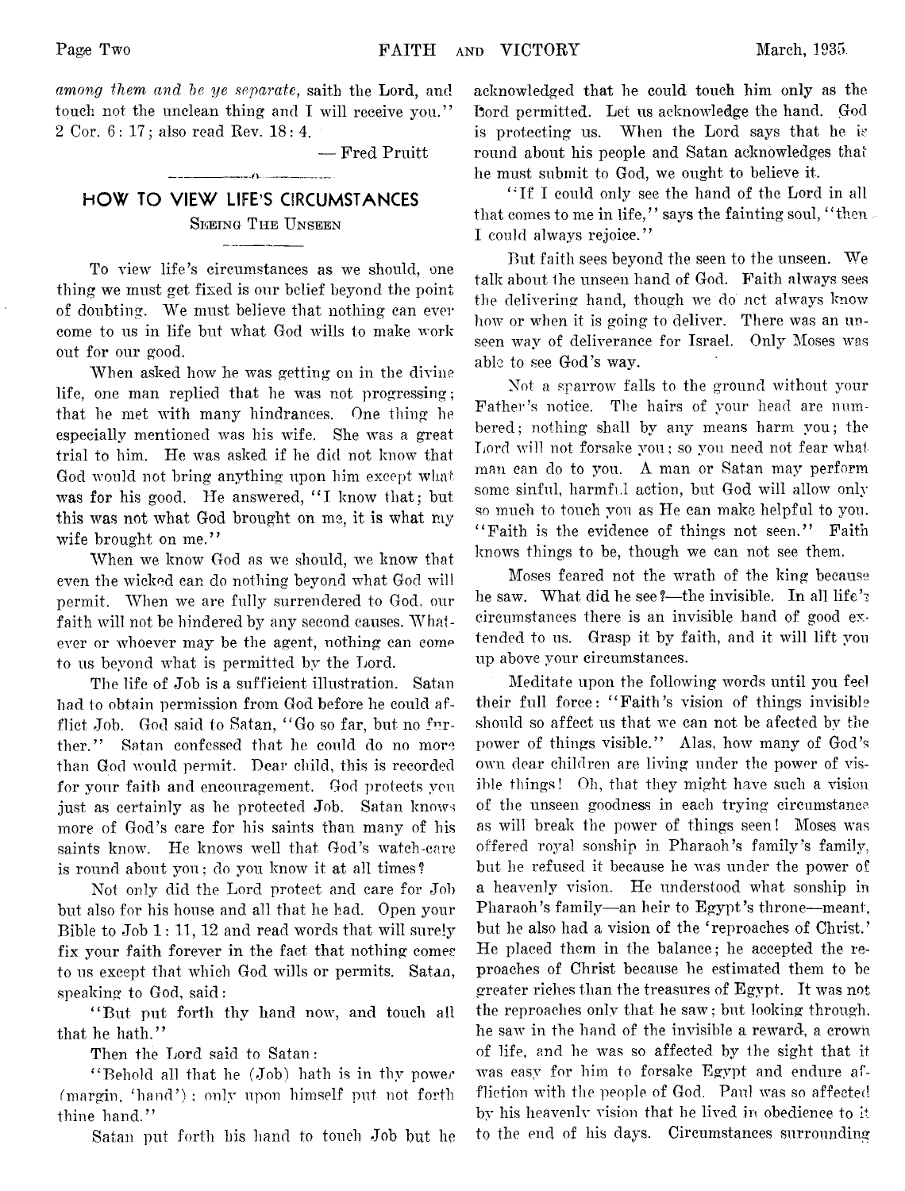*among them and be ye separate,* saith the Lord, and touch not the unclean thing and I will receive you." 2 Cor. 6: 17; also read Rev. 18: 4.

— Fred Pruitt

## HOW TO VIEW LIFE'S CIRCUMSTANCES

### Seeing The Unseen

To view life's circumstances as we should, one thing we must get fixed is our belief beyond the point of doubting. We must believe that nothing can ever come to us in life but what God wills to make work out for our good.

When asked how he was getting on in the divine life, one man replied that he was not progressing; that he met with many hindrances. One thing he especially mentioned was his wife. She was a great trial to him. He was asked if he did not know that God would not bring anything upon him except what was for his good. He answered, "I know that; but this was not what God brought on me, it is what my wife brought on me."

When we know God as we should, we know that even the wicked can do nothing beyond what God will permit. When we are fully surrendered to God, our faith will not be hindered by any second causes. Whatever or whoever may be the agent, nothing can come to us beyond what is permitted by the Lord.

The life of Job is a sufficient illustration. Satan had to obtain permission from God before he could afflict Job. God said to Satan, "Go so far, but no further." Satan confessed that he could do no more than God would permit. Dear child, this is recorded for your faith and encouragement. God protects you just as certainly as he protected Job. Satan knows more of God's care for his saints than many of his saints know. He knows well that God's watch-care is round about you; do you know it at all times?

Not only did the Lord protect and care for Job but also for his house and all that he had. Open your Bible to Job 1: 11, 12 and read words that will surely fix your faith forever in the fact that nothing comes to us except that which God wills or permits. Satan, speaking to God, said:

"But put forth thy hand now, and touch all that he hath."

Then the Lord said to Satan:

"Behold all that he (Job) hath is in thy power (margin, 'hand'); only upon himself put not forth thine hand."

Satan put forth his hand to touch Job but he acknowledged that he could touch him only as the Lord permitted. Let us acknowledge the hand. God is protecting us. When the Lord says that he is round about his people and Satan acknowledges that he must submit to God, we ought to believe it.

"If I could only see the hand of the Lord in all that comes to me in life," says the fainting soul, "then I could always rejoice."

But faith sees beyond the seen to the unseen. We talk about the unseen hand of God. Faith always sees the delivering hand, though we do not always know how or when it is going to deliver. There was an unseen way of deliverance for Israel. Only Moses was able to see God's way.

Not a sparrow falls to the ground without your Father's notice. The hairs of your head are numbered; nothing shall by any means harm you; the Lord will not forsake you; so you need not fear what man can do to you. A man or Satan may perform some sinful, harmful action, but God will allow only so much to touch you as He can make helpful to you. "Faith is the evidence of things not seen." Faith knows things to be, though we can not see them.

Moses feared not the wrath of the king because he saw. What did he see?—the invisible. In all life's circumstances there is an invisible hand of good extended to us. Grasp it by faith, and it will lift you up above your circumstances.

Meditate upon the following words until you feel their full force: "Faith's vision of things invisible should so affect us that we can not be afected by the power of things visible." Alas, how many of God's own dear children are living under the power of visible things! Oh, that they might have such a vision of the unseen goodness in each trying circumstance as will break the power of things seen! Moses was offered royal sonship in Pharaoh's family's family, but he refused it because he was under the power of a heavenly vision. He understood what sonship in Pharaoh's family—an heir to Egypt's throne—meant, but he also had a vision of the 'reproaches of Christ.' He placed them in the balance; he accepted the reproaches of Christ because he estimated them to be greater riches than the treasures of Egypt. It was not the reproaches only that he saw; but looking through, he saw in the hand of the invisible a reward, a crown of life, and he was so affected by the sight that it was easy for him to forsake Egypt and endure affliction with the people of God. Paul was so affected by his heavenly vision that he lived in obedience to it to the end of his days. Circumstances surrounding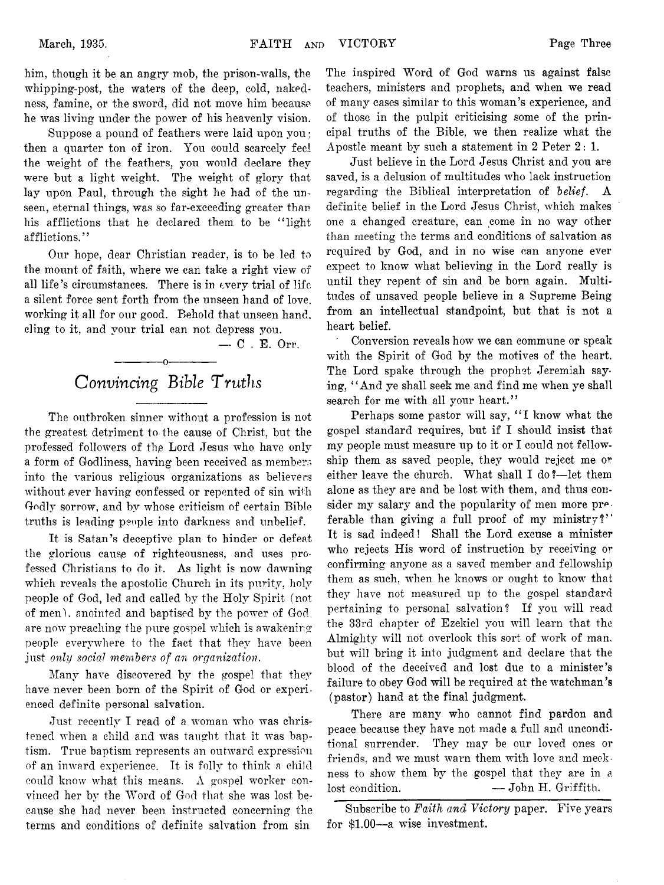him, though it be an angry mob, the prison-walls, the whipping-post, the waters of the deep, cold, nakedness, famine, or the sword, did not move him because he was living under the power of his heavenly vision.

Suppose a pound of feathers were laid upon you; then a quarter ton of iron. You could scarcely feel the weight of the feathers, you would declare they were but a light weight. The weight of glory that lay upon Paul, through the sight he had of the unseen, eternal things, was so far-exceeding greater than his afflictions that he declared them to be "light afflictions."

Our hope, dear Christian reader, is to be led to the mount of faith, where we can take a right view of all life's circumstances. There is in every trial of life a silent force sent forth from the unseen hand of love, working it all for our good. Behold that unseen hand, cling to it, and your trial can not depress you.

— C. E. Orr.

---

## *Convincing Bible Truths*

The outbroken sinner without a profession is not the greatest detriment to the cause of Christ, but the professed followers of the Lord Jesus who have only a form of Godliness, having been received as members into the various religious organizations as believers without ever having confessed or repented of sin with Godly sorrow, and by whose criticism of certain Bible truths is leading people into darkness and unbelief.

It is Satan's deceptive plan to hinder or defeat the glorious cause of righteousness, and uses professed Christians to do it. As light is now dawning which reveals the apostolic Church in its purity, holy people of God, led and called by the Holy Spirit (not of men), anointed and baptised by the power of God, are now preaching the pure gospel which is awakening people everywhere to the fact that they have been just *only social members of an organization.*

Many have discovered by the gospel that they have never been born of the Spirit of God or experienced definite personal salvation.

Just recently I read of a woman who was christened when a child and was taught that it was baptism. True baptism represents an outward expression of an inward experience. It is folly to think a child could know what this means. A gospel worker convinced her by the Word of God that she was lost because she had never been instructed concerning the terms and conditions of definite salvation from sin. The inspired Word of God warns us against false teachers, ministers and prophets, and when we read of many cases similar to this woman's experience, and of those in the pulpit criticising some of the principal truths of the Bible, we then realize what the Apostle meant by such a statement in 2 Peter 2: 1.

Just believe in the Lord Jesus Christ and you are saved, is a delusion of multitudes who lack instruction regarding the Biblical interpretation of *belief.* A definite belief in the Lord Jesus Christ, which makes one a changed creature, can come in no way other than meeting the terms and conditions of salvation as required by God, and in no wise can anyone ever expect to know what believing in the Lord really is until they repent of sin and be born again. Multitudes of unsaved people believe in a Supreme Being from an intellectual standpoint, but that is not a heart belief.

Conversion reveals how we can commune or speak with the Spirit of God by the motives of the heart. The Lord spake through the prophet Jeremiah saying, "And ye shall seek me and find me when ye shall search for me with all your heart."

Perhaps some pastor will say, "I know what the gospel standard requires, but if I should insist that my people must measure up to it or I could not fellowship them as saved people, they would reject me or either leave the church. What shall I do?—let them alone as they are and be lost with them, and thus consider my salary and the popularity of men more preferable than giving a full proof of my ministry?" It is sad indeed! Shall the Lord excuse a minister who rejects His word of instruction by receiving or confirming anyone as a saved member and fellowship them as such, when he knows or ought to know that they have not measured up to the gospel standard pertaining to personal salvation? If you will read the 33rd chapter of Ezekiel you will learn that the Almighty will not overlook this sort of work of man, but will bring it into judgment and declare that the blood of the deceived and lost due to a minister's failure to obey God will be required at the watchman's (pastor) hand at the final judgment.

There are many who cannot find pardon and peace because they have not made a full and unconditional surrender. They may be our loved ones or friends, and we must warn them with love and meekness to show them by the gospel that they are in a lost condition.

— John H. Griffith.

---

Subscribe to *Faith and Victory* paper. Five years for $1.00—a wise investment.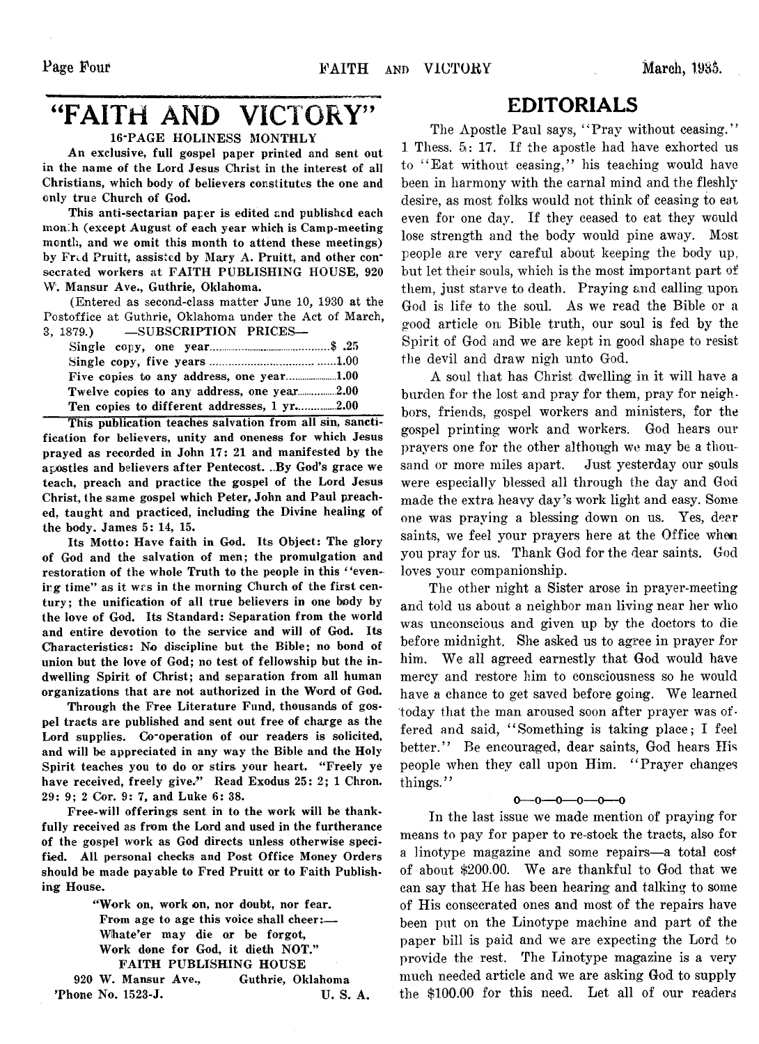# "FAITH AND VICTORY"

**16-PAGE HOLINESS MONTHLY**

**An exclusive, full gospel paper printed and sent out in the name of the Lord Jesus Christ in the interest of all Christians, which body of believers constitutes the one and only true Church of God.**

**This anti-sectarian paper is edited and published each month (except August of each year which is Camp-meeting month, and we omit this month to attend these meetings) by Fred Pruitt, assisted by Mary A. Pruitt, and other consecrated workers at FAITH PUBLISHING HOUSE, 920 W. Mansur Ave., Guthrie, Oklahoma.**

(Entered as second-class matter June 10, 1930 at the Postoffice at Guthrie, Oklahoma under the Act of March, 3, 1879.) —SUBSCRIPTION PRICES—

| | |
|---|---|
| Single copy, one year | $ .25 |
| Single copy, five years | 1.00 |
| Five copies to any address, one year | 1.00 |
| Twelve copies to any address, one year | 2.00 |
| Ten copies to different addresses, 1 yr. | 2.00 |

**This publication teaches salvation from all sin, sanctification for believers, unity and oneness for which Jesus prayed as recorded in John 17: 21 and manifested by the apostles and believers after Pentecost. By God's grace we teach, preach and practice the gospel of the Lord Jesus Christ, the same gospel which Peter, John and Paul preached, taught and practiced, including the Divine healing of the body. James 5: 14, 15.**

**Its Motto: Have faith in God. Its Object: The glory of God and the salvation of men; the promulgation and restoration of the whole Truth to the people in this "evening time" as it was in the morning Church of the first century; the unification of all true believers in one body by the love of God. Its Standard: Separation from the world and entire devotion to the service and will of God. Its Characteristics: No discipline but the Bible; no bond of union but the love of God; no test of fellowship but the indwelling Spirit of Christ; and separation from all human organizations that are not authorized in the Word of God.**

**Through the Free Literature Fund, thousands of gospel tracts are published and sent out free of charge as the Lord supplies. Co-operation of our readers is solicited, and will be appreciated in any way the Bible and the Holy Spirit teaches you to do or stirs your heart. "Freely ye have received, freely give." Read Exodus 25: 2; 1 Chron. 29: 9; 2 Cor. 9: 7, and Luke 6: 38.**

**Free-will offerings sent in to the work will be thankfully received as from the Lord and used in the furtherance of the gospel work as God directs unless otherwise specified. All personal checks and Post Office Money Orders should be made payable to Fred Pruitt or to Faith Publishing House.**

> **"Work on, work on, nor doubt, nor fear.**
> **From age to age this voice shall cheer:—**
> **Whate'er may die or be forgot,**
> **Work done for God, it dieth NOT."**

**FAITH PUBLISHING HOUSE**
**920 W. Mansur Ave., Guthrie, Oklahoma**
**'Phone No. 1523-J. U. S. A.**

## EDITORIALS

The Apostle Paul says, "Pray without ceasing." 1 Thess. 5: 17. If the apostle had have exhorted us to "Eat without ceasing," his teaching would have been in harmony with the carnal mind and the fleshly desire, as most folks would not think of ceasing to eat even for one day. If they ceased to eat they would lose strength and the body would pine away. Most people are very careful about keeping the body up, but let their souls, which is the most important part of them, just starve to death. Praying and calling upon God is life to the soul. As we read the Bible or a good article on Bible truth, our soul is fed by the Spirit of God and we are kept in good shape to resist the devil and draw nigh unto God.

A soul that has Christ dwelling in it will have a burden for the lost and pray for them, pray for neighbors, friends, gospel workers and ministers, for the gospel printing work and workers. God hears our prayers one for the other although we may be a thousand or more miles apart. Just yesterday our souls were especially blessed all through the day and God made the extra heavy day's work light and easy. Some one was praying a blessing down on us. Yes, dear saints, we feel your prayers here at the Office when you pray for us. Thank God for the dear saints. God loves your companionship.

The other night a Sister arose in prayer-meeting and told us about a neighbor man living near her who was unconscious and given up by the doctors to die before midnight. She asked us to agree in prayer for him. We all agreed earnestly that God would have mercy and restore him to consciousness so he would have a chance to get saved before going. We learned today that the man aroused soon after prayer was offered and said, "Something is taking place; I feel better." Be encouraged, dear saints, God hears His people when they call upon Him. "Prayer changes things."

o—o—o—o—o—o

In the last issue we made mention of praying for means to pay for paper to re-stock the tracts, also for a linotype magazine and some repairs—a total cost of about $200.00. We are thankful to God that we can say that He has been hearing and talking to some of His consecrated ones and most of the repairs have been put on the Linotype machine and part of the paper bill is paid and we are expecting the Lord to provide the rest. The Linotype magazine is a very much needed article and we are asking God to supply the $100.00 for this need. Let all of our readers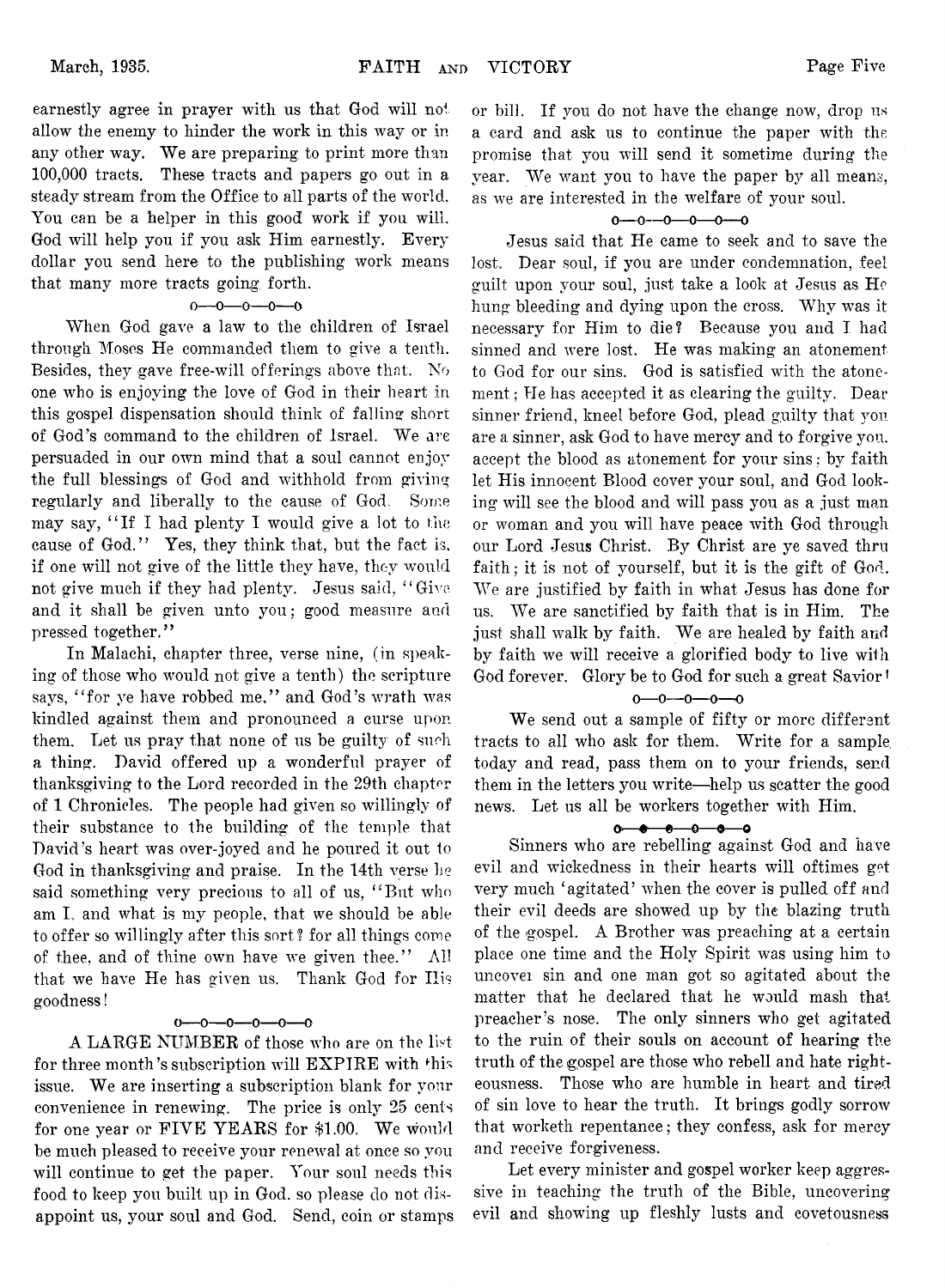earnestly agree in prayer with us that God will not allow the enemy to hinder the work in this way or in any other way. We are preparing to print more than 100,000 tracts. These tracts and papers go out in a steady stream from the Office to all parts of the world. You can be a helper in this good work if you will. God will help you if you ask Him earnestly. Every dollar you send here to the publishing work means that many more tracts going forth.

o—o—o—o—o

When God gave a law to the children of Israel through Moses He commanded them to give a tenth. Besides, they gave free-will offerings above that. No one who is enjoying the love of God in their heart in this gospel dispensation should think of falling short of God's command to the children of Israel. We are persuaded in our own mind that a soul cannot enjoy the full blessings of God and withhold from giving regularly and liberally to the cause of God. Some may say, "If I had plenty I would give a lot to the cause of God." Yes, they think that, but the fact is, if one will not give of the little they have, they would not give much if they had plenty. Jesus said, "Give and it shall be given unto you; good measure and pressed together."

In Malachi, chapter three, verse nine, (in speaking of those who would not give a tenth) the scripture says, "for ye have robbed me," and God's wrath was kindled against them and pronounced a curse upon them. Let us pray that none of us be guilty of such a thing. David offered up a wonderful prayer of thanksgiving to the Lord recorded in the 29th chapter of 1 Chronicles. The people had given so willingly of their substance to the building of the temple that David's heart was over-joyed and he poured it out to God in thanksgiving and praise. In the 14th verse he said something very precious to all of us, "But who am I, and what is my people, that we should be able to offer so willingly after this sort? for all things come of thee, and of thine own have we given thee." All that we have He has given us. Thank God for His goodness!

o—o—o—o—o—o

A LARGE NUMBER of those who are on the list for three month's subscription will EXPIRE with this issue. We are inserting a subscription blank for your convenience in renewing. The price is only 25 cents for one year or FIVE YEARS for $1.00. We would be much pleased to receive your renewal at once so you will continue to get the paper. Your soul needs this food to keep you built up in God, so please do not disappoint us, your soul and God. Send, coin or stamps or bill. If you do not have the change now, drop us a card and ask us to continue the paper with the promise that you will send it sometime during the year. We want you to have the paper by all means, as we are interested in the welfare of your soul.

o—o—o—o—o—o

Jesus said that He came to seek and to save the lost. Dear soul, if you are under condemnation, feel guilt upon your soul, just take a look at Jesus as He hung bleeding and dying upon the cross. Why was it necessary for Him to die? Because you and I had sinned and were lost. He was making an atonement to God for our sins. God is satisfied with the atonement; He has accepted it as clearing the guilty. Dear sinner friend, kneel before God, plead guilty that you are a sinner, ask God to have mercy and to forgive you, accept the blood as atonement for your sins; by faith let His innocent Blood cover your soul, and God looking will see the blood and will pass you as a just man or woman and you will have peace with God through our Lord Jesus Christ. By Christ are ye saved thru faith; it is not of yourself, but it is the gift of God. We are justified by faith in what Jesus has done for us. We are sanctified by faith that is in Him. The just shall walk by faith. We are healed by faith and by faith we will receive a glorified body to live with God forever. Glory be to God for such a great Savior!

o—o—o—o—o

We send out a sample of fifty or more different tracts to all who ask for them. Write for a sample today and read, pass them on to your friends, send them in the letters you write—help us scatter the good news. Let us all be workers together with Him.

o—o—o—o—o—o

Sinners who are rebelling against God and have evil and wickedness in their hearts will oftimes get very much 'agitated' when the cover is pulled off and their evil deeds are showed up by the blazing truth of the gospel. A Brother was preaching at a certain place one time and the Holy Spirit was using him to uncover sin and one man got so agitated about the matter that he declared that he would mash that preacher's nose. The only sinners who get agitated to the ruin of their souls on account of hearing the truth of the gospel are those who rebell and hate righteousness. Those who are humble in heart and tired of sin love to hear the truth. It brings godly sorrow that worketh repentance; they confess, ask for mercy and receive forgiveness.

Let every minister and gospel worker keep aggressive in teaching the truth of the Bible, uncovering evil and showing up fleshly lusts and covetousness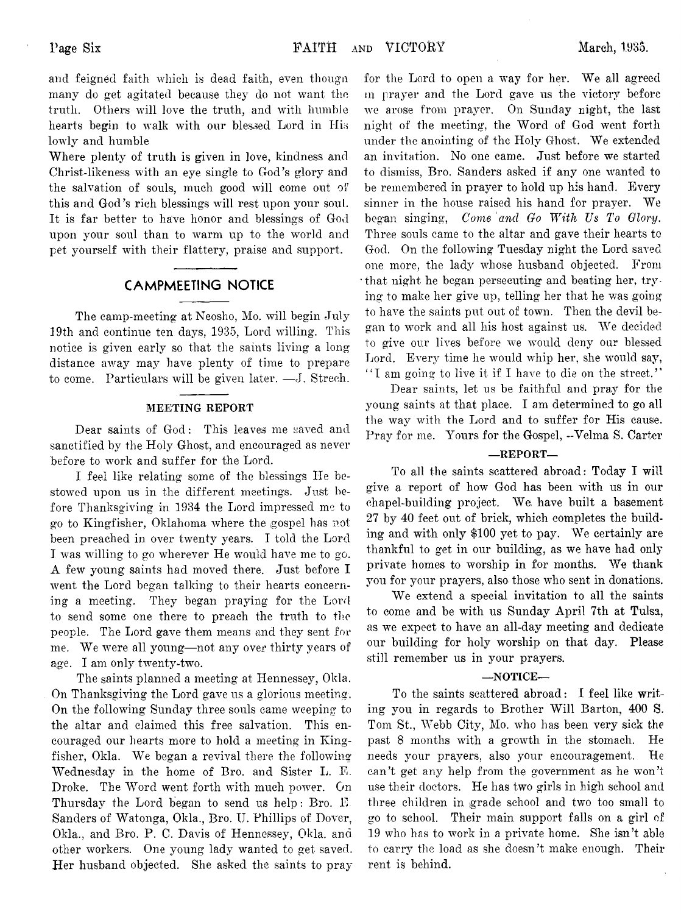and feigned faith which is dead faith, even though many do get agitated because they do not want the truth. Others will love the truth, and with humble hearts begin to walk with our blessed Lord in His lowly and humble

Where plenty of truth is given in love, kindness and Christ-likeness with an eye single to God's glory and the salvation of souls, much good will come out of this and God's rich blessings will rest upon your soul. It is far better to have honor and blessings of God upon your soul than to warm up to the world and pet yourself with their flattery, praise and support.

## CAMPMEETING NOTICE

The camp-meeting at Neosho, Mo. will begin July 19th and continue ten days, 1935, Lord willing. This notice is given early so that the saints living a long distance away may have plenty of time to prepare to come. Particulars will be given later. —J. Strech.

### MEETING REPORT

Dear saints of God: This leaves me saved and sanctified by the Holy Ghost, and encouraged as never before to work and suffer for the Lord.

I feel like relating some of the blessings He bestowed upon us in the different meetings. Just before Thanksgiving in 1934 the Lord impressed me to go to Kingfisher, Oklahoma where the gospel has not been preached in over twenty years. I told the Lord I was willing to go wherever He would have me to go. A few young saints had moved there. Just before I went the Lord began talking to their hearts concerning a meeting. They began praying for the Lord to send some one there to preach the truth to the people. The Lord gave them means and they sent for me. We were all young—not any over thirty years of age. I am only twenty-two.

The saints planned a meeting at Hennessey, Okla. On Thanksgiving the Lord gave us a glorious meeting. On the following Sunday three souls came weeping to the altar and claimed this free salvation. This encouraged our hearts more to hold a meeting in Kingfisher, Okla. We began a revival there the following Wednesday in the home of Bro. and Sister L. E. Droke. The Word went forth with much power. On Thursday the Lord began to send us help: Bro. E. Sanders of Watonga, Okla., Bro. U. Phillips of Dover, Okla., and Bro. P. C. Davis of Hennessey, Okla. and other workers. One young lady wanted to get saved. Her husband objected. She asked the saints to pray for the Lord to open a way for her. We all agreed in prayer and the Lord gave us the victory before we arose from prayer. On Sunday night, the last night of the meeting, the Word of God went forth under the anointing of the Holy Ghost. We extended an invitation. No one came. Just before we started to dismiss, Bro. Sanders asked if any one wanted to be remembered in prayer to hold up his hand. Every sinner in the house raised his hand for prayer. We began singing, *Come and Go With Us To Glory.* Three souls came to the altar and gave their hearts to God. On the following Tuesday night the Lord saved one more, the lady whose husband objected. From that night he began persecuting and beating her, trying to make her give up, telling her that he was going to have the saints put out of town. Then the devil began to work and all his host against us. We decided to give our lives before we would deny our blessed Lord. Every time he would whip her, she would say, "I am going to live it if I have to die on the street."

Dear saints, let us be faithful and pray for the young saints at that place. I am determined to go all the way with the Lord and to suffer for His cause. Pray for me. Yours for the Gospel, --Velma S. Carter

### —REPORT—

To all the saints scattered abroad: Today I will give a report of how God has been with us in our chapel-building project. We have built a basement 27 by 40 feet out of brick, which completes the building and with only $100 yet to pay. We certainly are thankful to get in our building, as we have had only private homes to worship in for months. We thank you for your prayers, also those who sent in donations.

We extend a special invitation to all the saints to come and be with us Sunday April 7th at Tulsa, as we expect to have an all-day meeting and dedicate our building for holy worship on that day. Please still remember us in your prayers.

### —NOTICE—

To the saints scattered abroad: I feel like writing you in regards to Brother Will Barton, 400 S. Tom St., Webb City, Mo. who has been very sick the past 8 months with a growth in the stomach. He needs your prayers, also your encouragement. He can't get any help from the government as he won't use their doctors. He has two girls in high school and three children in grade school and two too small to go to school. Their main support falls on a girl of 19 who has to work in a private home. She isn't able to carry the load as she doesn't make enough. Their rent is behind.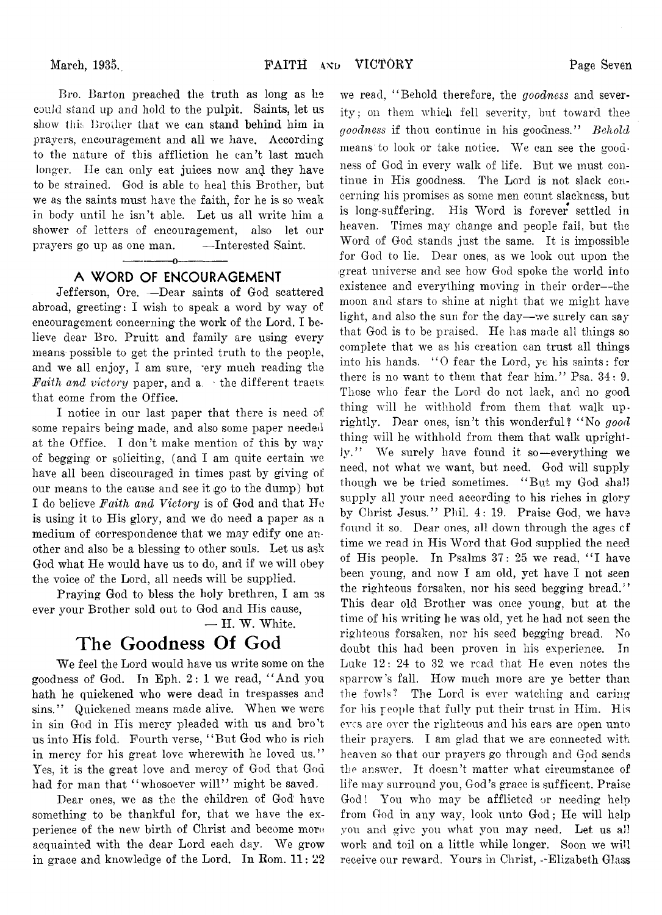Bro. Barton preached the truth as long as he could stand up and hold to the pulpit. Saints, let us show this Brother that we can stand behind him in prayers, encouragement and all we have. According to the nature of this affliction he can't last much longer. He can only eat juices now and they have to be strained. God is able to heal this Brother, but we as the saints must have the faith, for he is so weak in body until he isn't able. Let us all write him a shower of letters of encouragement, also let our prayers go up as one man. —Interested Saint.

### A WORD OF ENCOURAGEMENT

Jefferson, Ore. —Dear saints of God scattered abroad, greeting: I wish to speak a word by way of encouragement concerning the work of the Lord. I believe dear Bro. Pruitt and family are using every means possible to get the printed truth to the people, and we all enjoy, I am sure, very much reading the *Faith and victory* paper, and a the different tracts that come from the Office.

I notice in our last paper that there is need of some repairs being made, and also some paper needed at the Office. I don't make mention of this by way of begging or soliciting, (and I am quite certain we have all been discouraged in times past by giving of our means to the cause and see it go to the dump) but I do believe *Faith and Victory* is of God and that He is using it to His glory, and we do need a paper as a medium of correspondence that we may edify one another and also be a blessing to other souls. Let us ask God what He would have us to do, and if we will obey the voice of the Lord, all needs will be supplied.

Praying God to bless the holy brethren, I am as ever your Brother sold out to God and His cause,

— H. W. White.

## The Goodness Of God

We feel the Lord would have us write some on the goodness of God. In Eph. 2: 1 we read, "And you hath he quickened who were dead in trespasses and sins." Quickened means made alive. When we were in sin God in His mercy pleaded with us and bro't us into His fold. Fourth verse, "But God who is rich in mercy for his great love wherewith he loved us." Yes, it is the great love and mercy of God that God had for man that "whosoever will" might be saved.

Dear ones, we as the the children of God have something to be thankful for, that we have the experience of the new birth of Christ and become more acquainted with the dear Lord each day. We grow in grace and knowledge of the Lord. In Rom. 11: 22 we read, "Behold therefore, the *goodness* and severity; on them which fell severity, but toward thee *goodness* if thou continue in his goodness." *Behold* means to look or take notice. We can see the goodness of God in every walk of life. But we must continue in His goodness. The Lord is not slack concerning his promises as some men count slackness, but is long-suffering. His Word is forever settled in heaven. Times may change and people fail, but the Word of God stands just the same. It is impossible for God to lie. Dear ones, as we look out upon the great universe and see how God spoke the world into existence and everything moving in their order—the moon and stars to shine at night that we might have light, and also the sun for the day—we surely can say that God is to be praised. He has made all things so complete that we as his creation can trust all things into his hands. "O fear the Lord, ye his saints: for there is no want to them that fear him." Psa. 34: 9. Those who fear the Lord do not lack, and no good thing will he withhold from them that walk uprightly. Dear ones, isn't this wonderful? "No *good* thing will he withhold from them that walk uprightly." We surely have found it so—everything we need, not what we want, but need. God will supply though we be tried sometimes. "But my God shall supply all your need according to his riches in glory by Christ Jesus." Phil. 4: 19. Praise God, we have found it so. Dear ones, all down through the ages of time we read in His Word that God supplied the need of His people. In Psalms 37: 25 we read, "I have been young, and now I am old, yet have I not seen the righteous forsaken, nor his seed begging bread." This dear old Brother was once young, but at the time of his writing he was old, yet he had not seen the righteous forsaken, nor his seed begging bread. No doubt this had been proven in his experience. In Luke 12: 24 to 32 we read that He even notes the sparrow's fall. How much more are ye better than the fowls? The Lord is ever watching and caring for his people that fully put their trust in Him. His eyes are over the righteous and his ears are open unto their prayers. I am glad that we are connected with heaven so that our prayers go through and God sends the answer. It doesn't matter what circumstance of life may surround you, God's grace is sufficent. Praise God! You who may be afflicted or needing help from God in any way, look unto God; He will help you and give you what you may need. Let us all work and toil on a little while longer. Soon we will receive our reward. Yours in Christ, --Elizabeth Glass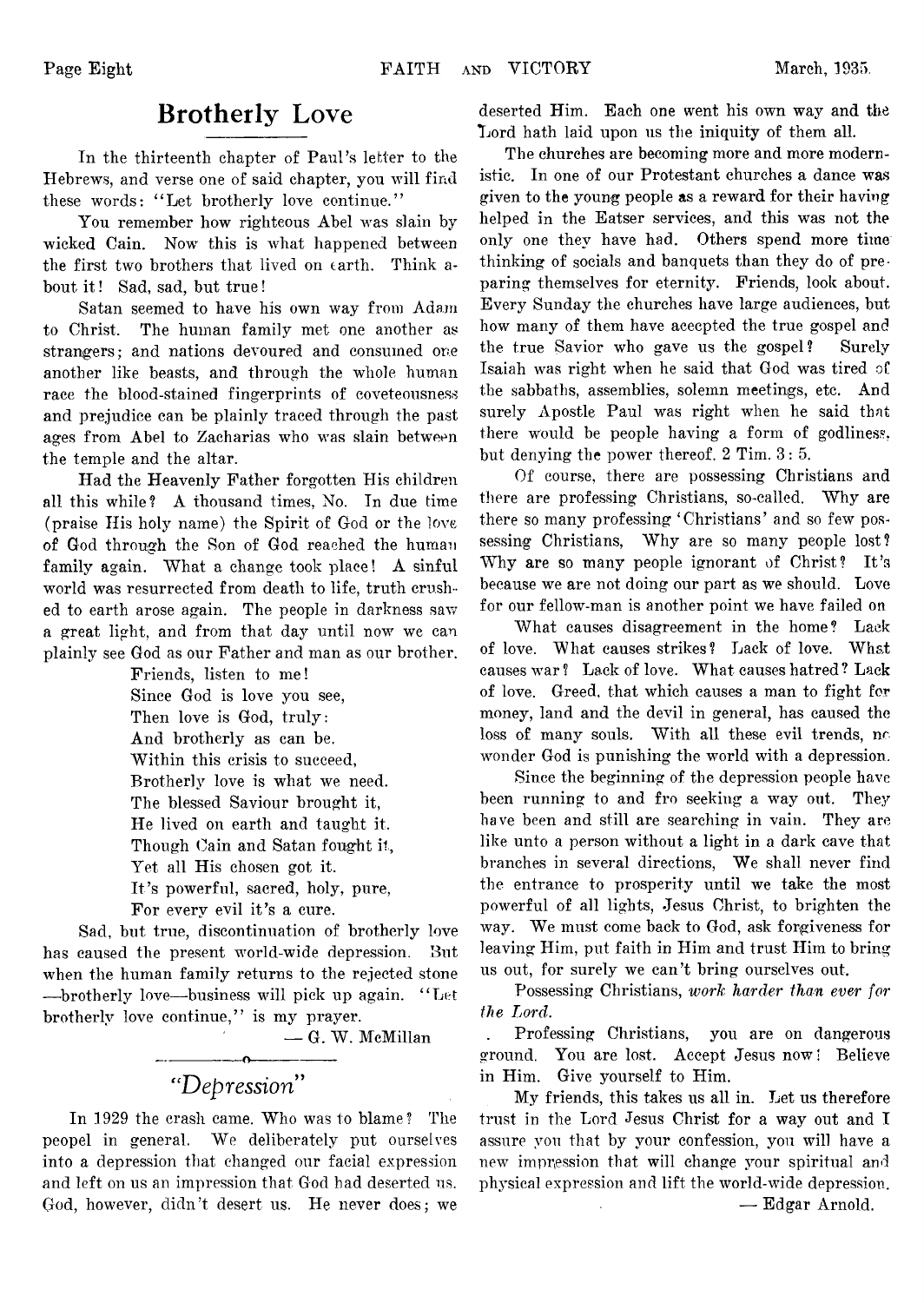## Brotherly Love

In the thirteenth chapter of Paul's letter to the Hebrews, and verse one of said chapter, you will find these words: "Let brotherly love continue."

You remember how righteous Abel was slain by wicked Cain. Now this is what happened between the first two brothers that lived on earth. Think about it! Sad, sad, but true!

Satan seemed to have his own way from Adam to Christ. The human family met one another as strangers; and nations devoured and consumed one another like beasts, and through the whole human race the blood-stained fingerprints of coveteousness and prejudice can be plainly traced through the past ages from Abel to Zacharias who was slain between the temple and the altar.

Had the Heavenly Father forgotten His children all this while? A thousand times, No. In due time (praise His holy name) the Spirit of God or the love of God through the Son of God reached the human family again. What a change took place! A sinful world was resurrected from death to life, truth crushed to earth arose again. The people in darkness saw a great light, and from that day until now we can plainly see God as our Father and man as our brother.

> Friends, listen to me!
> Since God is love you see,
> Then love is God, truly:
> And brotherly as can be.
> Within this crisis to succeed,
> Brotherly love is what we need.
> The blessed Saviour brought it,
> He lived on earth and taught it.
> Though Cain and Satan fought it,
> Yet all His chosen got it.
> It's powerful, sacred, holy, pure,
> For every evil it's a cure.

Sad, but true, discontinuation of brotherly love has caused the present world-wide depression. But when the human family returns to the rejected stone —brotherly love—business will pick up again. "Let brotherly love continue," is my prayer.

— G. W. McMillan

## "Depression"

In 1929 the crash came. Who was to blame? The peopel in general. We deliberately put ourselves into a depression that changed our facial expression and left on us an impression that God had deserted us. God, however, didn't desert us. He never does; we deserted Him. Each one went his own way and the Lord hath laid upon us the iniquity of them all.

The churches are becoming more and more modernistic. In one of our Protestant churches a dance was given to the young people as a reward for their having helped in the Eatser services, and this was not the only one they have had. Others spend more time thinking of socials and banquets than they do of preparing themselves for eternity. Friends, look about. Every Sunday the churches have large audiences, but how many of them have accepted the true gospel and the true Savior who gave us the gospel? Surely Isaiah was right when he said that God was tired of the sabbaths, assemblies, solemn meetings, etc. And surely Apostle Paul was right when he said that there would be people having a form of godliness, but denying the power thereof. 2 Tim. 3: 5.

Of course, there are possessing Christians and there are professing Christians, so-called. Why are there so many professing 'Christians' and so few possessing Christians, Why are so many people lost? Why are so many people ignorant of Christ? It's because we are not doing our part as we should. Love for our fellow-man is another point we have failed on

What causes disagreement in the home? Lack of love. What causes strikes? Lack of love. What causes war? Lack of love. What causes hatred? Lack of love. Greed, that which causes a man to fight for money, land and the devil in general, has caused the loss of many souls. With all these evil trends, no wonder God is punishing the world with a depression.

Since the beginning of the depression people have been running to and fro seeking a way out. They have been and still are searching in vain. They are like unto a person without a light in a dark cave that branches in several directions, We shall never find the entrance to prosperity until we take the most powerful of all lights, Jesus Christ, to brighten the way. We must come back to God, ask forgiveness for leaving Him, put faith in Him and trust Him to bring us out, for surely we can't bring ourselves out.

Possessing Christians, *work harder than ever for the Lord.*

Professing Christians, you are on dangerous ground. You are lost. Accept Jesus now! Believe in Him. Give yourself to Him.

My friends, this takes us all in. Let us therefore trust in the Lord Jesus Christ for a way out and I assure you that by your confession, you will have a new impression that will change your spiritual and physical expression and lift the world-wide depression.

— Edgar Arnold.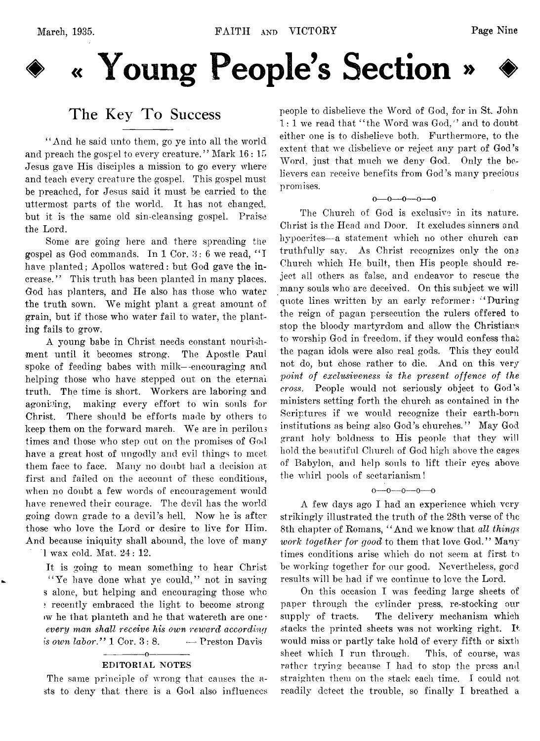# « Young People's Section »

## The Key To Success

"And he said unto them, go ye into all the world and preach the gospel to every creature." Mark 16: 15 Jesus gave His disciples a mission to go every where and teach every creature the gospel. This gospel must be preached, for Jesus said it must be carried to the uttermost parts of the world. It has not changed, but it is the same old sin-cleansing gospel. Praise the Lord.

Some are going here and there spreading the gospel as God commands. In 1 Cor. 3: 6 we read, "I have planted; Apollos watered: but God gave the increase." This truth has been planted in many places. God has planters, and He also has those who water the truth sown. We might plant a great amount of grain, but if those who water fail to water, the planting fails to grow.

A young babe in Christ needs constant nourishment until it becomes strong. The Apostle Paul spoke of feeding babes with milk—encouraging and helping those who have stepped out on the eternal truth. The time is short. Workers are laboring and agonizing, making every effort to win souls for Christ. There should be efforts made by others to keep them on the forward march. We are in perilous times and those who step out on the promises of God have a great host of ungodly and evil things to meet them face to face. Many no doubt had a decision at first and failed on the account of these conditions, when no doubt a few words of encouragement would have renewed their courage. The devil has the world going down grade to a devil's hell. Now he is after those who love the Lord or desire to live for Him. And because iniquity shall abound, the love of many ·l wax cold. Mat. 24: 12.

It is going to mean something to hear Christ "Ye have done what ye could," not in saving s alone, but helping and encouraging those who · recently embraced the light to become strong ·w he that planteth and he that watereth are one · *every man shall receive his own reward according is own labor.*" 1 Cor. 3: 8. — Preston Davis

---

### EDITORIAL NOTES

The same principle of wrong that causes the a-sts to deny that there is a God also influences people to disbelieve the Word of God, for in St. John 1: 1 we read that "the Word was God," and to doubt either one is to disbelieve both. Furthermore, to the extent that we disbelieve or reject any part of God's Word, just that much we deny God. Only the believers can receive benefits from God's many precious promises.

o—o—o—o—o

The Church of God is exclusive in its nature. Christ is the Head and Door. It excludes sinners and hypocrites—a statement which no other church can truthfully say. As Christ recognizes only the one Church which He built, then His people should reject all others as false, and endeavor to rescue the many souls who are deceived. On this subject we will quote lines written by an early reformer: "During the reign of pagan persecution the rulers offered to stop the bloody martyrdom and allow the Christians to worship God in freedom, if they would confess that the pagan idols were also real gods. This they could not do, but chose rather to die. And on this very *point of exclusiveness is the present offence of the cross.* People would not seriously object to God's ministers setting forth the church as contained in the Scriptures if we would recognize their earth-born institutions as being also God's churches." May God grant holy boldness to His people that they will hold the beautiful Church of God high above the cages of Babylon, and help souls to lift their eyes above the whirl pools of sectarianism!

o—o—o—o—o

A few days ago I had an experience which very strikingly illustrated the truth of the 28th verse of the 8th chapter of Romans, "And we know that *all things work together for good* to them that love God." Many times conditions arise which do not seem at first to be working together for our good. Nevertheless, good results will be had if we continue to love the Lord.

On this occasion I was feeding large sheets of paper through the cylinder press, re-stocking our supply of tracts. The delivery mechanism which stacks the printed sheets was not working right. It would miss or partly take hold of every fifth or sixth sheet which I run through. This, of course, was rather trying because I had to stop the press and straighten them on the stack each time. I could not readily detect the trouble, so finally I breathed a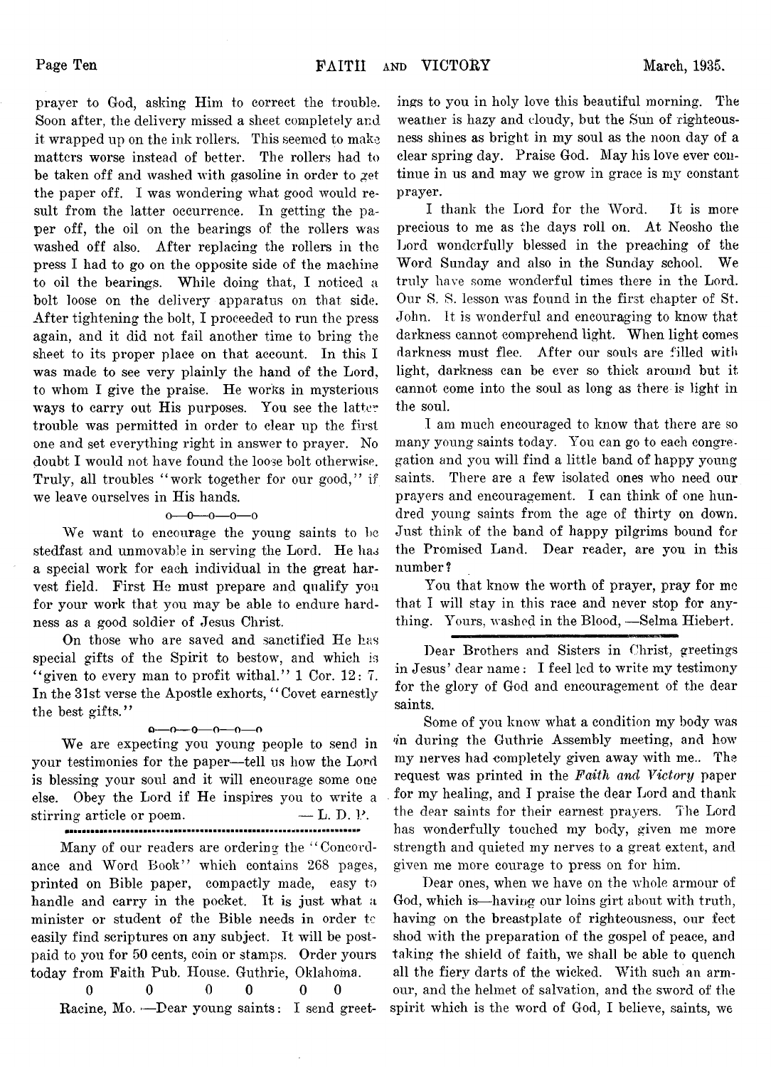prayer to God, asking Him to correct the trouble. Soon after, the delivery missed a sheet completely and it wrapped up on the ink rollers. This seemed to make matters worse instead of better. The rollers had to be taken off and washed with gasoline in order to get the paper off. I was wondering what good would result from the latter occurrence. In getting the paper off, the oil on the bearings of the rollers was washed off also. After replacing the rollers in the press I had to go on the opposite side of the machine to oil the bearings. While doing that, I noticed a bolt loose on the delivery apparatus on that side. After tightening the bolt, I proceeded to run the press again, and it did not fail another time to bring the sheet to its proper place on that account. In this I was made to see very plainly the hand of the Lord, to whom I give the praise. He works in mysterious ways to carry out His purposes. You see the latter trouble was permitted in order to clear up the first one and set everything right in answer to prayer. No doubt I would not have found the loose bolt otherwise. Truly, all troubles "work together for our good," if we leave ourselves in His hands.

o—o—o—o—o

We want to encourage the young saints to be stedfast and unmovable in serving the Lord. He has a special work for each individual in the great harvest field. First He must prepare and qualify you for your work that you may be able to endure hardness as a good soldier of Jesus Christ.

On those who are saved and sanctified He has special gifts of the Spirit to bestow, and which is "given to every man to profit withal." 1 Cor. 12: 7. In the 31st verse the Apostle exhorts, "Covet earnestly the best gifts."

o—o—o—o—o—o

We are expecting you young people to send in your testimonies for the paper—tell us how the Lord is blessing your soul and it will encourage some one else. Obey the Lord if He inspires you to write a stirring article or poem. — L. D. P.

---

Many of our readers are ordering the "Concordance and Word Book" which contains 268 pages, printed on Bible paper, compactly made, easy to handle and carry in the pocket. It is just what a minister or student of the Bible needs in order to easily find scriptures on any subject. It will be postpaid to you for 50 cents, coin or stamps. Order yours today from Faith Pub. House. Guthrie, Oklahoma.

0 0 0 0 0 0

Racine, Mo. —Dear young saints: I send greetings to you in holy love this beautiful morning. The weather is hazy and cloudy, but the Sun of righteousness shines as bright in my soul as the noon day of a clear spring day. Praise God. May his love ever continue in us and may we grow in grace is my constant prayer.

I thank the Lord for the Word. It is more precious to me as the days roll on. At Neosho the Lord wonderfully blessed in the preaching of the Word Sunday and also in the Sunday school. We truly have some wonderful times there in the Lord. Our S. S. lesson was found in the first chapter of St. John. It is wonderful and encouraging to know that darkness cannot comprehend light. When light comes darkness must flee. After our souls are filled with light, darkness can be ever so thick around but it cannot come into the soul as long as there is light in the soul.

I am much encouraged to know that there are so many young saints today. You can go to each congregation and you will find a little band of happy young saints. There are a few isolated ones who need our prayers and encouragement. I can think of one hundred young saints from the age of thirty on down. Just think of the band of happy pilgrims bound for the Promised Land. Dear reader, are you in this number?

You that know the worth of prayer, pray for me that I will stay in this race and never stop for anything. Yours, washed in the Blood, —Selma Hiebert.

---

Dear Brothers and Sisters in Christ, greetings in Jesus' dear name: I feel led to write my testimony for the glory of God and encouragement of the dear saints.

Some of you know what a condition my body was in during the Guthrie Assembly meeting, and how my nerves had completely given away with me.. The request was printed in the *Faith and Victory* paper for my healing, and I praise the dear Lord and thank the dear saints for their earnest prayers. The Lord has wonderfully touched my body, given me more strength and quieted my nerves to a great extent, and given me more courage to press on for him.

Dear ones, when we have on the whole armour of God, which is—having our loins girt about with truth, having on the breastplate of righteousness, our feet shod with the preparation of the gospel of peace, and taking the shield of faith, we shall be able to quench all the fiery darts of the wicked. With such an armour, and the helmet of salvation, and the sword of the spirit which is the word of God, I believe, saints, we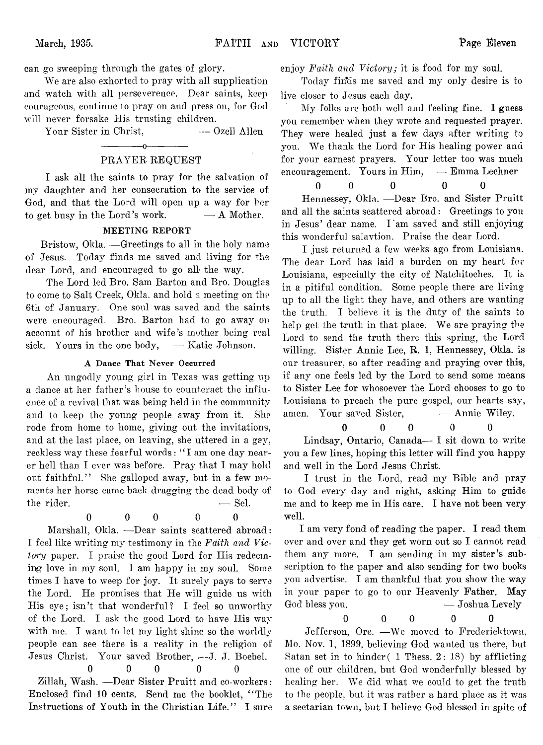can go sweeping through the gates of glory.

We are also exhorted to pray with all supplication and watch with all perseverence. Dear saints, keep courageous, continue to pray on and press on, for God will never forsake His trusting children.

Your Sister in Christ, — Ozell Allen

---

## PRAYER REQUEST

I ask all the saints to pray for the salvation of my daughter and her consecration to the service of God, and that the Lord will open up a way for her to get busy in the Lord's work. — A Mother.

### MEETING REPORT

Bristow, Okla. —Greetings to all in the holy name of Jesus. Today finds me saved and living for the dear Lord, and encouraged to go all the way.

The Lord led Bro. Sam Barton and Bro. Douglas to come to Salt Creek, Okla. and hold a meeting on the 6th of January. One soul was saved and the saints were encouraged. Bro. Barton had to go away on account of his brother and wife's mother being real sick. Yours in the one body, — Katie Johnson.

### A Dance That Never Occurred

An ungodly young girl in Texas was getting up a dance at her father's house to counteract the influence of a revival that was being held in the community and to keep the young people away from it. She rode from home to home, giving out the invitations, and at the last place, on leaving, she uttered in a gay, reckless way these fearful words: "I am one day nearer hell than I ever was before. Pray that I may hold out faithful." She galloped away, but in a few moments her horse came back dragging the dead body of the rider. — Sel.

0 0 0 0 0

Marshall, Okla. —Dear saints scattered abroad: I feel like writing my testimony in the *Faith and Victory* paper. I praise the good Lord for His redeeming love in my soul. I am happy in my soul. Some times I have to weep for joy. It surely pays to serve the Lord. He promises that He will guide us with His eye; isn't that wonderful? I feel so unworthy of the Lord. I ask the good Lord to have His way with me. I want to let my light shine so the worldly people can see there is a reality in the religion of Jesus Christ. Your saved Brother, —J. J. Boebel.

0 0 0 0 0

Zillah, Wash. —Dear Sister Pruitt and co-workers: Enclosed find 10 cents. Send me the booklet, "The Instructions of Youth in the Christian Life." I sure enjoy *Faith and Victory;* it is food for my soul.

Today finds me saved and my only desire is to live closer to Jesus each day.

My folks are both well and feeling fine. I guess you remember when they wrote and requested prayer. They were healed just a few days after writing to you. We thank the Lord for His healing power and for your earnest prayers. Your letter too was much encouragement. Yours in Him, — Emma Lechner

0 0 0 0 0

Hennessey, Okla. —Dear Bro. and Sister Pruitt and all the saints scattered abroad: Greetings to you in Jesus' dear name. I am saved and still enjoying this wonderful salavtion. Praise the dear Lord.

I just returned a few weeks ago from Louisiana. The dear Lord has laid a burden on my heart for Louisiana, especially the city of Natchitoches. It is in a pitiful condition. Some people there are living up to all the light they have, and others are wanting the truth. I believe it is the duty of the saints to help get the truth in that place. We are praying the Lord to send the truth there this spring, the Lord willing. Sister Annie Lee, R. 1, Hennessey, Okla. is our treasurer, so after reading and praying over this, if any one feels led by the Lord to send some means to Sister Lee for whosoever the Lord chooses to go to Louisiana to preach the pure gospel, our hearts say, amen. Your saved Sister, — Annie Wiley.

0 0 0 0 0

Lindsay, Ontario, Canada— I sit down to write you a few lines, hoping this letter will find you happy and well in the Lord Jesus Christ.

I trust in the Lord, read my Bible and pray to God every day and night, asking Him to guide me and to keep me in His care. I have not been very well.

I am very fond of reading the paper. I read them over and over and they get worn out so I cannot read them any more. I am sending in my sister's subscription to the paper and also sending for two books you advertise. I am thankful that you show the way in your paper to go to our Heavenly Father. May God bless you. — Joshua Levely

0 0 0 0 0

Jefferson, Ore. —We moved to Fredericktown, Mo. Nov. 1, 1899, believing God wanted us there, but Satan set in to hinder( 1 Thess. 2: 18) by afflicting one of our children, but God wonderfully blessed by healing her. We did what we could to get the truth to the people, but it was rather a hard place as it was a sectarian town, but I believe God blessed in spite of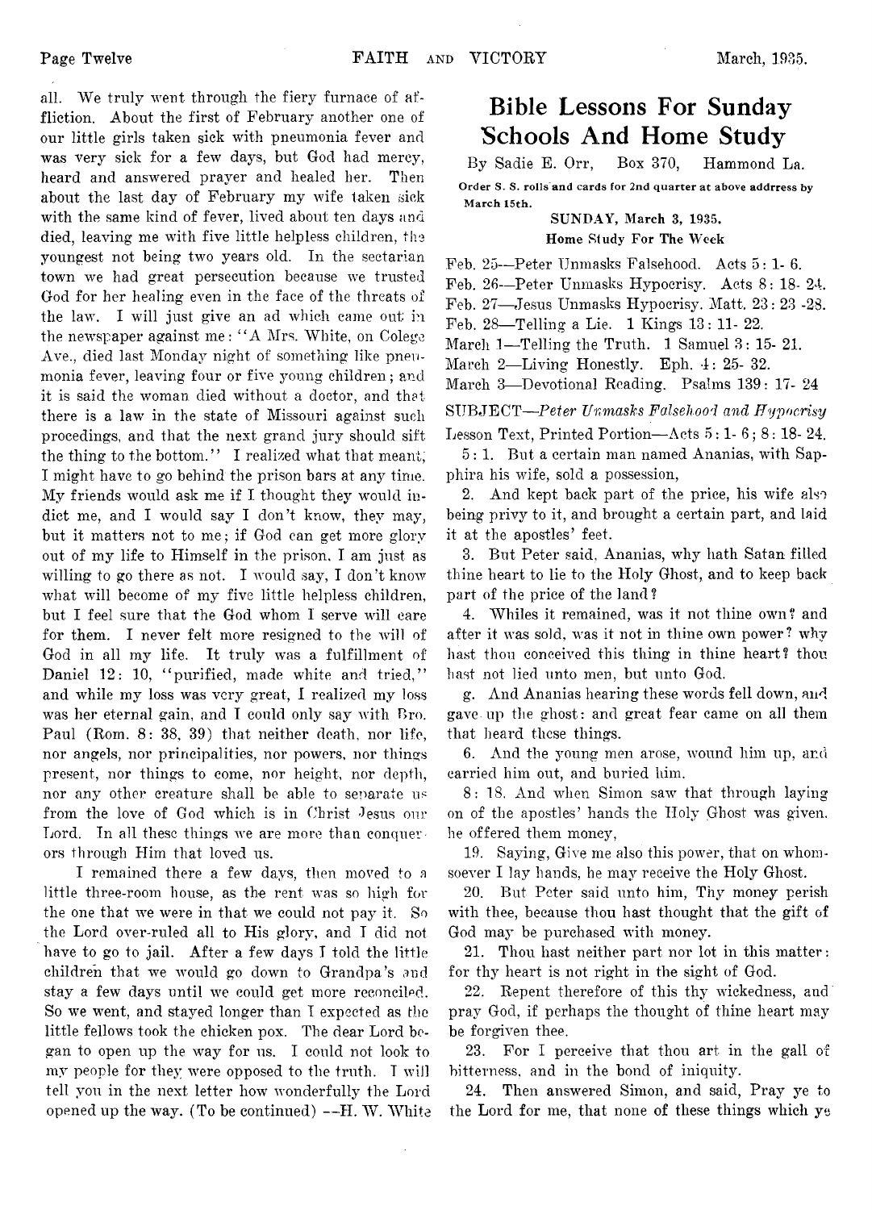all. We truly went through the fiery furnace of affliction. About the first of February another one of our little girls taken sick with pneumonia fever and was very sick for a few days, but God had mercy, heard and answered prayer and healed her. Then about the last day of February my wife taken sick with the same kind of fever, lived about ten days and died, leaving me with five little helpless children, the youngest not being two years old. In the sectarian town we had great persecution because we trusted God for her healing even in the face of the threats of the law. I will just give an ad which came out in the newspaper against me: "A Mrs. White, on Colege Ave., died last Monday night of something like pneumonia fever, leaving four or five young children; and it is said the woman died without a doctor, and that there is a law in the state of Missouri against such proceedings, and that the next grand jury should sift the thing to the bottom." I realized what that meant; I might have to go behind the prison bars at any time. My friends would ask me if I thought they would indict me, and I would say I don't know, they may, but it matters not to me; if God can get more glory out of my life to Himself in the prison, I am just as willing to go there as not. I would say, I don't know what will become of my five little helpless children, but I feel sure that the God whom I serve will care for them. I never felt more resigned to the will of God in all my life. It truly was a fulfillment of Daniel 12: 10, "purified, made white and tried," and while my loss was very great, I realized my loss was her eternal gain, and I could only say with Bro. Paul (Rom. 8: 38, 39) that neither death, nor life, nor angels, nor principalities, nor powers, nor things present, nor things to come, nor height, nor depth, nor any other creature shall be able to separate us from the love of God which is in Christ Jesus our Lord. In all these things we are more than conquerors through Him that loved us.

I remained there a few days, then moved to a little three-room house, as the rent was so high for the one that we were in that we could not pay it. So the Lord over-ruled all to His glory, and I did not have to go to jail. After a few days I told the little children that we would go down to Grandpa's and stay a few days until we could get more reconciled. So we went, and stayed longer than I expected as the little fellows took the chicken pox. The dear Lord began to open up the way for us. I could not look to my people for they were opposed to the truth. I will tell you in the next letter how wonderfully the Lord opened up the way. (To be continued) --H. W. White

# Bible Lessons For Sunday Schools And Home Study

By Sadie E. Orr, Box 370, Hammond La.

**Order S. S. rolls and cards for 2nd quarter at above addrress by March 15th.**

**SUNDAY, March 3, 1935.**
**Home Study For The Week**

Feb. 25—Peter Unmasks Falsehood. Acts 5: 1- 6.
Feb. 26—Peter Unmasks Hypocrisy. Acts 8: 18- 24.
Feb. 27—Jesus Unmasks Hypocrisy. Matt. 23: 23 -28.
Feb. 28—Telling a Lie. 1 Kings 13: 11- 22.
March 1—Telling the Truth. 1 Samuel 3: 15- 21.
March 2—Living Honestly. Eph. 4: 25- 32.
March 3—Devotional Reading. Psalms 139: 17- 24

SUBJECT—*Peter Unmasks Falsehood and Hypocrisy*

Lesson Text, Printed Portion—Acts 5: 1- 6; 8: 18- 24.

5: 1. But a certain man named Ananias, with Sapphira his wife, sold a possession,

2. And kept back part of the price, his wife also being privy to it, and brought a certain part, and laid it at the apostles' feet.

3. But Peter said, Ananias, why hath Satan filled thine heart to lie to the Holy Ghost, and to keep back part of the price of the land?

4. Whiles it remained, was it not thine own? and after it was sold, was it not in thine own power? why hast thou conceived this thing in thine heart? thou hast not lied unto men, but unto God.

g. And Ananias hearing these words fell down, and gave up the ghost: and great fear came on all them that heard these things.

6. And the young men arose, wound him up, and carried him out, and buried him.

8: 18. And when Simon saw that through laying on of the apostles' hands the Holy Ghost was given, he offered them money,

19. Saying, Give me also this power, that on whomsoever I lay hands, he may receive the Holy Ghost.

20. But Peter said unto him, Thy money perish with thee, because thou hast thought that the gift of God may be purchased with money.

21. Thou hast neither part nor lot in this matter: for thy heart is not right in the sight of God.

22. Repent therefore of this thy wickedness, and pray God, if perhaps the thought of thine heart may be forgiven thee.

23. For I perceive that thou art in the gall of bitterness, and in the bond of iniquity.

24. Then answered Simon, and said, Pray ye to the Lord for me, that none of these things which ye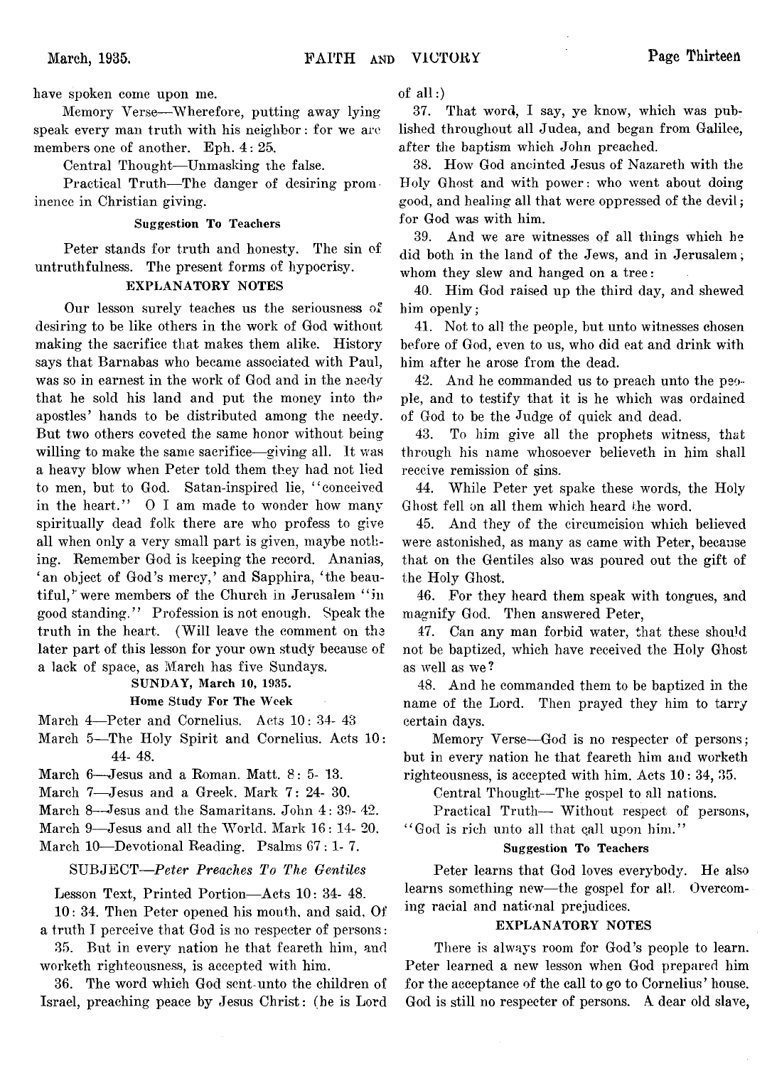have spoken come upon me.

Memory Verse—Wherefore, putting away lying speak every man truth with his neighbor: for we are members one of another. Eph. 4: 25.

Central Thought—Unmasking the false.

Practical Truth—The danger of desiring prominence in Christian giving.

#### Suggestion To Teachers

Peter stands for truth and honesty. The sin of untruthfulness. The present forms of hypocrisy.

#### EXPLANATORY NOTES

Our lesson surely teaches us the seriousness of desiring to be like others in the work of God without making the sacrifice that makes them alike. History says that Barnabas who became associated with Paul, was so in earnest in the work of God and in the needy that he sold his land and put the money into the apostles' hands to be distributed among the needy. But two others coveted the same honor without being willing to make the same sacrifice—giving all. It was a heavy blow when Peter told them they had not lied to men, but to God. Satan-inspired lie, "conceived in the heart." O I am made to wonder how many spiritually dead folk there are who profess to give all when only a very small part is given, maybe nothing. Remember God is keeping the record. Ananias, 'an object of God's mercy,' and Sapphira, 'the beautiful,' were members of the Church in Jerusalem "in good standing." Profession is not enough. Speak the truth in the heart. (Will leave the comment on the later part of this lesson for your own study because of a lack of space, as March has five Sundays.

### SUNDAY, March 10, 1935.

#### Home Study For The Week

March 4—Peter and Cornelius. Acts 10: 34- 43

March 5—The Holy Spirit and Cornelius. Acts 10: 44- 48.

March 6—Jesus and a Roman. Matt. 8: 5- 13.

March 7—Jesus and a Greek. Mark 7: 24- 30.

March 8—Jesus and the Samaritans. John 4: 39- 42.

March 9—Jesus and all the World. Mark 16: 14- 20.

March 10—Devotional Reading. Psalms 67: 1- 7.

SUBJECT—*Peter Preaches To The Gentiles*

Lesson Text, Printed Portion—Acts 10: 34- 48.

10: 34. Then Peter opened his mouth, and said, Of a truth I perceive that God is no respecter of persons:

35. But in every nation he that feareth him, and worketh righteousness, is accepted with him.

36. The word which God sent unto the children of Israel, preaching peace by Jesus Christ: (he is Lord of all:)

37. That word, I say, ye know, which was published throughout all Judea, and began from Galilee, after the baptism which John preached.

38. How God anointed Jesus of Nazareth with the Holy Ghost and with power: who went about doing good, and healing all that were oppressed of the devil; for God was with him.

39. And we are witnesses of all things which he did both in the land of the Jews, and in Jerusalem; whom they slew and hanged on a tree:

40. Him God raised up the third day, and shewed him openly;

41. Not to all the people, but unto witnesses chosen before of God, even to us, who did eat and drink with him after he arose from the dead.

42. And he commanded us to preach unto the people, and to testify that it is he which was ordained of God to be the Judge of quick and dead.

43. To him give all the prophets witness, that through his name whosoever believeth in him shall receive remission of sins.

44. While Peter yet spake these words, the Holy Ghost fell on all them which heard the word.

45. And they of the circumcision which believed were astonished, as many as came with Peter, because that on the Gentiles also was poured out the gift of the Holy Ghost.

46. For they heard them speak with tongues, and magnify God. Then answered Peter,

47. Can any man forbid water, that these should not be baptized, which have received the Holy Ghost as well as we?

48. And he commanded them to be baptized in the name of the Lord. Then prayed they him to tarry certain days.

Memory Verse—God is no respecter of persons; but in every nation he that feareth him and worketh righteousness, is accepted with him. Acts 10: 34, 35.

Central Thought—The gospel to all nations.

Practical Truth— Without respect of persons, "God is rich unto all that call upon him."

#### Suggestion To Teachers

Peter learns that God loves everybody. He also learns something new—the gospel for all. Overcoming racial and national prejudices.

#### EXPLANATORY NOTES

There is always room for God's people to learn. Peter learned a new lesson when God prepared him for the acceptance of the call to go to Cornelius' house. God is still no respecter of persons. A dear old slave,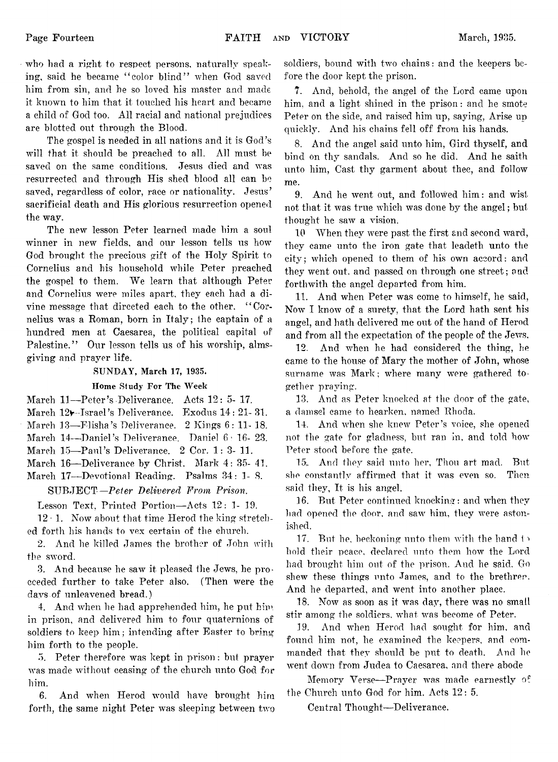who had a right to respect persons, naturally speaking, said he became "color blind" when God saved him from sin, and he so loved his master and made it known to him that it touched his heart and became a child of God too. All racial and national prejudices are blotted out through the Blood.

The gospel is needed in all nations and it is God's will that it should be preached to all. All must be saved on the same conditions. Jesus died and was resurrected and through His shed blood all can be saved, regardless of color, race or nationality. Jesus' sacrificial death and His glorious resurrection opened the way.

The new lesson Peter learned made him a soul winner in new fields, and our lesson tells us how God brought the precious gift of the Holy Spirit to Cornelius and his household while Peter preached the gospel to them. We learn that although Peter and Cornelius were miles apart, they each had a divine message that directed each to the other. "Cornelius was a Roman, born in Italy; the captain of a hundred men at Caesarea, the political capital of Palestine." Our lesson tells us of his worship, almsgiving and prayer life.

### SUNDAY, March 17, 1935.

#### Home Study For The Week

March 11—Peter's Deliverance. Acts 12: 5- 17.
March 12—Israel's Deliverance. Exodus 14: 21- 31.
March 13—Elisha's Deliverance. 2 Kings 6: 11- 18.
March 14—Daniel's Deliverance. Daniel 6: 16- 23.
March 15—Paul's Deliverance. 2 Cor. 1: 3- 11.
March 16—Deliverance by Christ. Mark 4: 35- 41.
March 17—Devotional Reading. Psalms 34: 1- 8.

SUBJECT—*Peter Delivered From Prison.*

Lesson Text, Printed Portion—Acts 12: 1- 19.

12: 1. Now about that time Herod the king stretched forth his hands to vex certain of the church.

2. And he killed James the brother of John with the sword.

3. And because he saw it pleased the Jews, he proceeded further to take Peter also. (Then were the days of unleavened bread.)

4. And when he had apprehended him, he put him in prison, and delivered him to four quaternions of soldiers to keep him; intending after Easter to bring him forth to the people.

5. Peter therefore was kept in prison: but prayer was made without ceasing of the church unto God for him.

6. And when Herod would have brought him forth, the same night Peter was sleeping between two soldiers, bound with two chains: and the keepers before the door kept the prison.

7. And, behold, the angel of the Lord came upon him, and a light shined in the prison: and he smote Peter on the side, and raised him up, saying, Arise up quickly. And his chains fell off from his hands.

8. And the angel said unto him, Gird thyself, and bind on thy sandals. And so he did. And he saith unto him, Cast thy garment about thee, and follow me.

9. And he went out, and followed him: and wist not that it was true which was done by the angel; but thought he saw a vision.

10. When they were past the first and second ward, they came unto the iron gate that leadeth unto the city; which opened to them of his own accord: and they went out, and passed on through one street; and forthwith the angel departed from him.

11. And when Peter was come to himself, he said, Now I know of a surety, that the Lord hath sent his angel, and hath delivered me out of the hand of Herod and from all the expectation of the people of the Jews.

12. And when he had considered the thing, he came to the house of Mary the mother of John, whose surname was Mark; where many were gathered together praying.

13. And as Peter knocked at the door of the gate, a damsel came to hearken, named Rhoda.

14. And when she knew Peter's voice, she opened not the gate for gladness, but ran in, and told how Peter stood before the gate.

15. And they said unto her, Thou art mad. But she constantly affirmed that it was even so. Then said they, It is his angel.

16. But Peter continued knocking: and when they had opened the door, and saw him, they were astonished.

17. But he, beckoning unto them with the hand to hold their peace, declared unto them how the Lord had brought him out of the prison. And he said, Go shew these things unto James, and to the brethren. And he departed, and went into another place.

18. Now as soon as it was day, there was no small stir among the soldiers, what was become of Peter.

19. And when Herod had sought for him, and found him not, he examined the keepers, and commanded that they should be put to death. And he went down from Judea to Caesarea, and there abode

Memory Verse—Prayer was made earnestly of the Church unto God for him. Acts 12: 5.

Central Thought—Deliverance.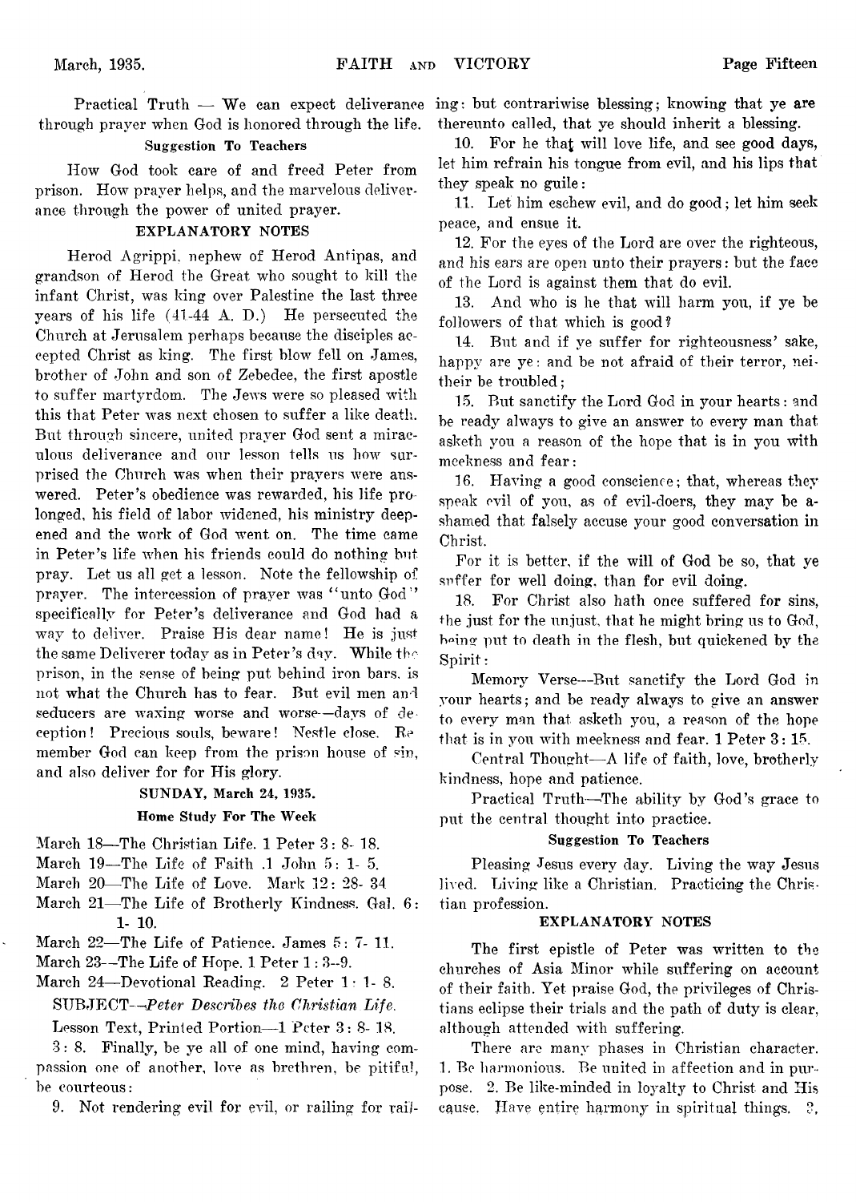Practical Truth — We can expect deliverance through prayer when God is honored through the life.

**Suggestion To Teachers**

How God took care of and freed Peter from prison. How prayer helps, and the marvelous deliverance through the power of united prayer.

**EXPLANATORY NOTES**

Herod Agrippi, nephew of Herod Antipas, and grandson of Herod the Great who sought to kill the infant Christ, was king over Palestine the last three years of his life (41-44 A. D.) He persecuted the Church at Jerusalem perhaps because the disciples accepted Christ as king. The first blow fell on James, brother of John and son of Zebedee, the first apostle to suffer martyrdom. The Jews were so pleased with this that Peter was next chosen to suffer a like death. But through sincere, united prayer God sent a miraculous deliverance and our lesson tells us how surprised the Church was when their prayers were answered. Peter's obedience was rewarded, his life prolonged, his field of labor widened, his ministry deepened and the work of God went on. The time came in Peter's life when his friends could do nothing but pray. Let us all get a lesson. Note the fellowship of prayer. The intercession of prayer was "unto God" specifically for Peter's deliverance and God had a way to deliver. Praise His dear name! He is just the same Deliverer today as in Peter's day. While the prison, in the sense of being put behind iron bars, is not what the Church has to fear. But evil men and seducers are waxing worse and worse—days of deception! Precious souls, beware! Nestle close. Remember God can keep from the prison house of sin, and also deliver for for His glory.

**SUNDAY, March 24, 1935.**

**Home Study For The Week**

March 18—The Christian Life. 1 Peter 3: 8- 18.
March 19—The Life of Faith .1 John 5: 1- 5.
March 20—The Life of Love. Mark 12: 28- 34
March 21—The Life of Brotherly Kindness. Gal. 6: 1- 10.
March 22—The Life of Patience. James 5: 7- 11.
March 23—The Life of Hope. 1 Peter 1: 3--9.
March 24—Devotional Reading. 2 Peter 1: 1- 8.

SUBJECT—*Peter Describes the Christian Life.*

Lesson Text, Printed Portion—1 Peter 3: 8- 18.

3: 8. Finally, be ye all of one mind, having compassion one of another, love as brethren, be pitiful, be courteous:

9. Not rendering evil for evil, or railing for railing: but contrariwise blessing; knowing that ye are thereunto called, that ye should inherit a blessing.

10. For he that will love life, and see good days, let him refrain his tongue from evil, and his lips that they speak no guile:

11. Let him eschew evil, and do good; let him seek peace, and ensue it.

12. For the eyes of the Lord are over the righteous, and his ears are open unto their prayers: but the face of the Lord is against them that do evil.

13. And who is he that will harm you, if ye be followers of that which is good?

14. But and if ye suffer for righteousness' sake, happy are ye: and be not afraid of their terror, neither be troubled;

15. But sanctify the Lord God in your hearts: and be ready always to give an answer to every man that asketh you a reason of the hope that is in you with meekness and fear:

16. Having a good conscience; that, whereas they speak evil of you, as of evil-doers, they may be ashamed that falsely accuse your good conversation in Christ.

For it is better, if the will of God be so, that ye suffer for well doing, than for evil doing.

18. For Christ also hath once suffered for sins, the just for the unjust, that he might bring us to God, being put to death in the flesh, but quickened by the Spirit:

Memory Verse—But sanctify the Lord God in your hearts; and be ready always to give an answer to every man that asketh you, a reason of the hope that is in you with meekness and fear. 1 Peter 3: 15.

Central Thought—A life of faith, love, brotherly kindness, hope and patience.

Practical Truth—The ability by God's grace to put the central thought into practice.

**Suggestion To Teachers**

Pleasing Jesus every day. Living the way Jesus lived. Living like a Christian. Practicing the Christian profession.

**EXPLANATORY NOTES**

The first epistle of Peter was written to the churches of Asia Minor while suffering on account of their faith. Yet praise God, the privileges of Christians eclipse their trials and the path of duty is clear, although attended with suffering.

There are many phases in Christian character. 1. Be harmonious. Be united in affection and in purpose. 2. Be like-minded in loyalty to Christ and His cause. Have entire harmony in spiritual things. 3.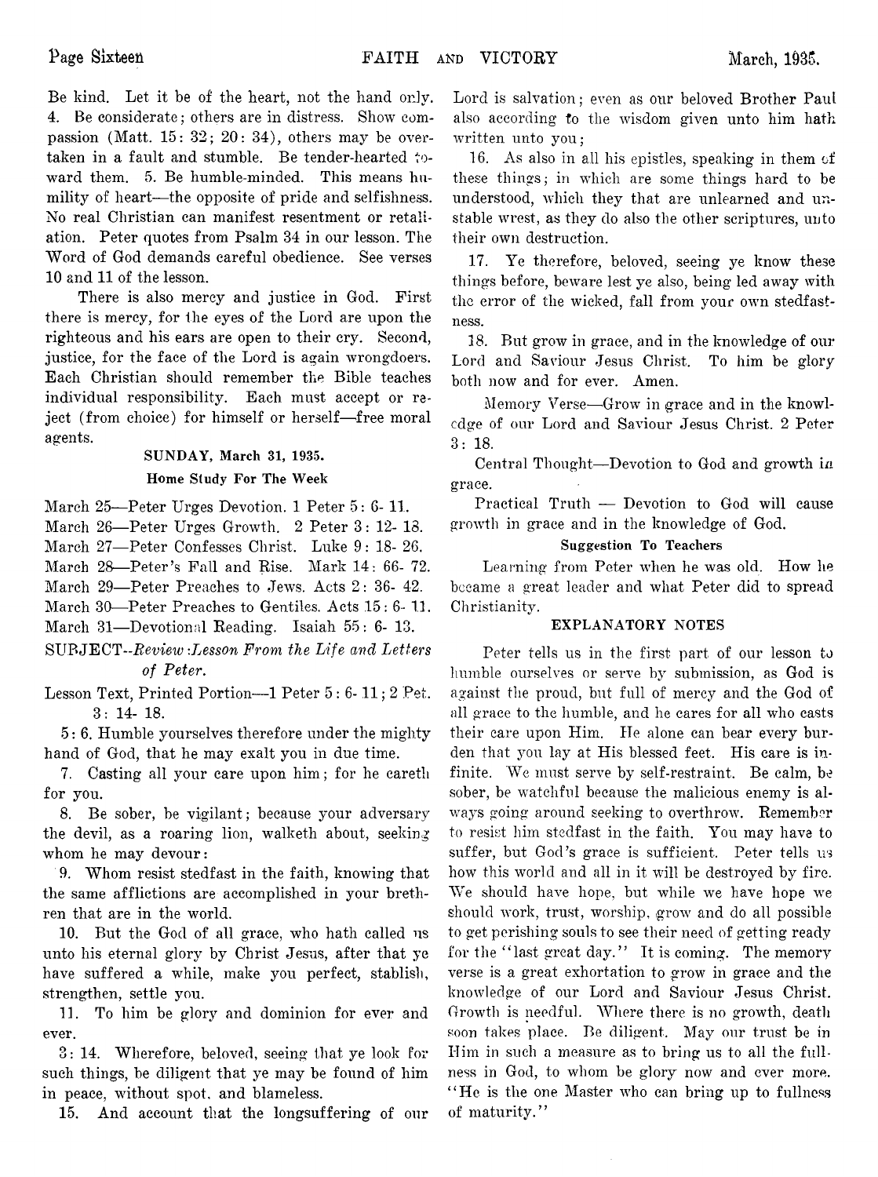Be kind. Let it be of the heart, not the hand only. 4. Be considerate; others are in distress. Show compassion (Matt. 15: 32; 20: 34), others may be overtaken in a fault and stumble. Be tender-hearted toward them. 5. Be humble-minded. This means humility of heart—the opposite of pride and selfishness. No real Christian can manifest resentment or retaliation. Peter quotes from Psalm 34 in our lesson. The Word of God demands careful obedience. See verses 10 and 11 of the lesson.

There is also mercy and justice in God. First there is mercy, for the eyes of the Lord are upon the righteous and his ears are open to their cry. Second, justice, for the face of the Lord is again wrongdoers. Each Christian should remember the Bible teaches individual responsibility. Each must accept or reject (from choice) for himself or herself—free moral agents.

### SUNDAY, March 31, 1935.

#### Home Study For The Week

March 25—Peter Urges Devotion. 1 Peter 5: 6- 11.
March 26—Peter Urges Growth. 2 Peter 3: 12- 18.
March 27—Peter Confesses Christ. Luke 9: 18- 26.
March 28—Peter's Fall and Rise. Mark 14: 66- 72.
March 29—Peter Preaches to Jews. Acts 2: 36- 42.
March 30—Peter Preaches to Gentiles. Acts 15: 6- 11.
March 31—Devotional Reading. Isaiah 55: 6- 13.

SUBJECT--*Review :Lesson From the Life and Letters of Peter.*

Lesson Text, Printed Portion—1 Peter 5: 6- 11; 2 Pet. 3: 14- 18.

5: 6. Humble yourselves therefore under the mighty hand of God, that he may exalt you in due time.

7. Casting all your care upon him; for he careth for you.

8. Be sober, be vigilant; because your adversary the devil, as a roaring lion, walketh about, seeking whom he may devour:

9. Whom resist stedfast in the faith, knowing that the same afflictions are accomplished in your brethren that are in the world.

10. But the God of all grace, who hath called us unto his eternal glory by Christ Jesus, after that ye have suffered a while, make you perfect, stablish, strengthen, settle you.

11. To him be glory and dominion for ever and ever.

3: 14. Wherefore, beloved, seeing that ye look for such things, be diligent that ye may be found of him in peace, without spot, and blameless.

15. And account that the longsuffering of our Lord is salvation; even as our beloved Brother Paul also according to the wisdom given unto him hath written unto you;

16. As also in all his epistles, speaking in them of these things; in which are some things hard to be understood, which they that are unlearned and unstable wrest, as they do also the other scriptures, unto their own destruction.

17. Ye therefore, beloved, seeing ye know these things before, beware lest ye also, being led away with the error of the wicked, fall from your own stedfastness.

18. But grow in grace, and in the knowledge of our Lord and Saviour Jesus Christ. To him be glory both now and for ever. Amen.

Memory Verse—Grow in grace and in the knowledge of our Lord and Saviour Jesus Christ. 2 Peter 3: 18.

Central Thought—Devotion to God and growth in grace.

Practical Truth — Devotion to God will cause growth in grace and in the knowledge of God.

#### Suggestion To Teachers

Learning from Peter when he was old. How he became a great leader and what Peter did to spread Christianity.

#### EXPLANATORY NOTES

Peter tells us in the first part of our lesson to humble ourselves or serve by submission, as God is against the proud, but full of mercy and the God of all grace to the humble, and he cares for all who casts their care upon Him. He alone can bear every burden that you lay at His blessed feet. His care is infinite. We must serve by self-restraint. Be calm, be sober, be watchful because the malicious enemy is always going around seeking to overthrow. Remember to resist him stedfast in the faith. You may have to suffer, but God's grace is sufficient. Peter tells us how this world and all in it will be destroyed by fire. We should have hope, but while we have hope we should work, trust, worship, grow and do all possible to get perishing souls to see their need of getting ready for the "last great day." It is coming. The memory verse is a great exhortation to grow in grace and the knowledge of our Lord and Saviour Jesus Christ. Growth is needful. Where there is no growth, death soon takes place. Be diligent. May our trust be in Him in such a measure as to bring us to all the fullness in God, to whom be glory now and ever more. "He is the one Master who can bring up to fullness of maturity."